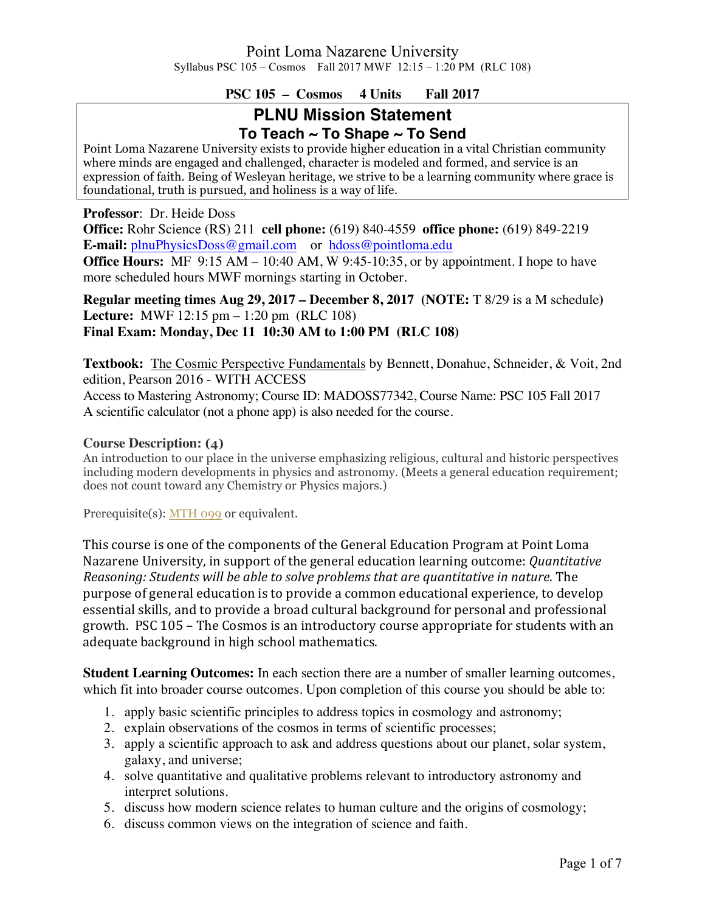Point Loma Nazarene University

Syllabus PSC 105 – Cosmos Fall 2017 MWF 12:15 – 1:20 PM (RLC 108)

**PSC 105 – Cosmos 4 Units Fall 2017**

## PLNU Mission Statement

### To Teach ~ To Shape ~ To Send

Point Loma Nazarene University exists to provide higher education in a vital Christian community where minds are engaged and challenged, character is modeled and formed, and service is an expression of faith. Being of Wesleyan heritage, we strive to be a learning community where grace is foundational, truth is pursued, and holiness is a way of life.

**Professor**: Dr. Heide Doss
**Office:** Rohr Science (RS) 211 **cell phone:** (619) 840-4559 **office phone:** (619) 849-2219
**E-mail:** plnuPhysicsDoss@gmail.com or hdoss@pointloma.edu
**Office Hours:** MF 9:15 AM – 10:40 AM, W 9:45-10:35, or by appointment. I hope to have more scheduled hours MWF mornings starting in October.

**Regular meeting times Aug 29, 2017 – December 8, 2017 (NOTE:** T 8/29 is a M schedule**)**
**Lecture:** MWF 12:15 pm – 1:20 pm (RLC 108)
**Final Exam: Monday, Dec 11 10:30 AM to 1:00 PM (RLC 108)**

**Textbook:** The Cosmic Perspective Fundamentals by Bennett, Donahue, Schneider, & Voit, 2nd edition, Pearson 2016 - WITH ACCESS
Access to Mastering Astronomy; Course ID: MADOSS77342, Course Name: PSC 105 Fall 2017
A scientific calculator (not a phone app) is also needed for the course.

**Course Description: (4)**
An introduction to our place in the universe emphasizing religious, cultural and historic perspectives including modern developments in physics and astronomy. (Meets a general education requirement; does not count toward any Chemistry or Physics majors.)

Prerequisite(s): MTH 099 or equivalent.

This course is one of the components of the General Education Program at Point Loma Nazarene University, in support of the general education learning outcome: *Quantitative Reasoning: Students will be able to solve problems that are quantitative in nature.* The purpose of general education is to provide a common educational experience, to develop essential skills, and to provide a broad cultural background for personal and professional growth. PSC 105 – The Cosmos is an introductory course appropriate for students with an adequate background in high school mathematics.

**Student Learning Outcomes:** In each section there are a number of smaller learning outcomes, which fit into broader course outcomes. Upon completion of this course you should be able to:

1. apply basic scientific principles to address topics in cosmology and astronomy;
2. explain observations of the cosmos in terms of scientific processes;
3. apply a scientific approach to ask and address questions about our planet, solar system, galaxy, and universe;
4. solve quantitative and qualitative problems relevant to introductory astronomy and interpret solutions.
5. discuss how modern science relates to human culture and the origins of cosmology;
6. discuss common views on the integration of science and faith.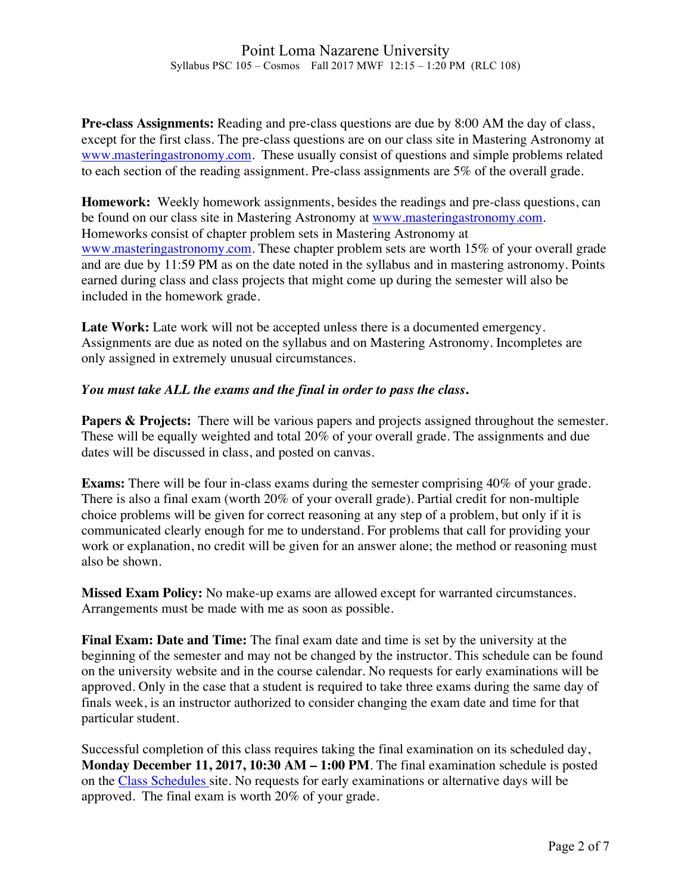**Pre-class Assignments:** Reading and pre-class questions are due by 8:00 AM the day of class, except for the first class. The pre-class questions are on our class site in Mastering Astronomy at www.masteringastronomy.com. These usually consist of questions and simple problems related to each section of the reading assignment. Pre-class assignments are 5% of the overall grade.

**Homework:** Weekly homework assignments, besides the readings and pre-class questions, can be found on our class site in Mastering Astronomy at www.masteringastronomy.com. Homeworks consist of chapter problem sets in Mastering Astronomy at www.masteringastronomy.com. These chapter problem sets are worth 15% of your overall grade and are due by 11:59 PM as on the date noted in the syllabus and in mastering astronomy. Points earned during class and class projects that might come up during the semester will also be included in the homework grade.

**Late Work:** Late work will not be accepted unless there is a documented emergency. Assignments are due as noted on the syllabus and on Mastering Astronomy. Incompletes are only assigned in extremely unusual circumstances.

***You must take ALL the exams and the final in order to pass the class.***

**Papers & Projects:** There will be various papers and projects assigned throughout the semester. These will be equally weighted and total 20% of your overall grade. The assignments and due dates will be discussed in class, and posted on canvas.

**Exams:** There will be four in-class exams during the semester comprising 40% of your grade. There is also a final exam (worth 20% of your overall grade). Partial credit for non-multiple choice problems will be given for correct reasoning at any step of a problem, but only if it is communicated clearly enough for me to understand. For problems that call for providing your work or explanation, no credit will be given for an answer alone; the method or reasoning must also be shown.

**Missed Exam Policy:** No make-up exams are allowed except for warranted circumstances. Arrangements must be made with me as soon as possible.

**Final Exam: Date and Time:** The final exam date and time is set by the university at the beginning of the semester and may not be changed by the instructor. This schedule can be found on the university website and in the course calendar. No requests for early examinations will be approved. Only in the case that a student is required to take three exams during the same day of finals week, is an instructor authorized to consider changing the exam date and time for that particular student.

Successful completion of this class requires taking the final examination on its scheduled day, **Monday December 11, 2017, 10:30 AM – 1:00 PM**. The final examination schedule is posted on the Class Schedules site. No requests for early examinations or alternative days will be approved. The final exam is worth 20% of your grade.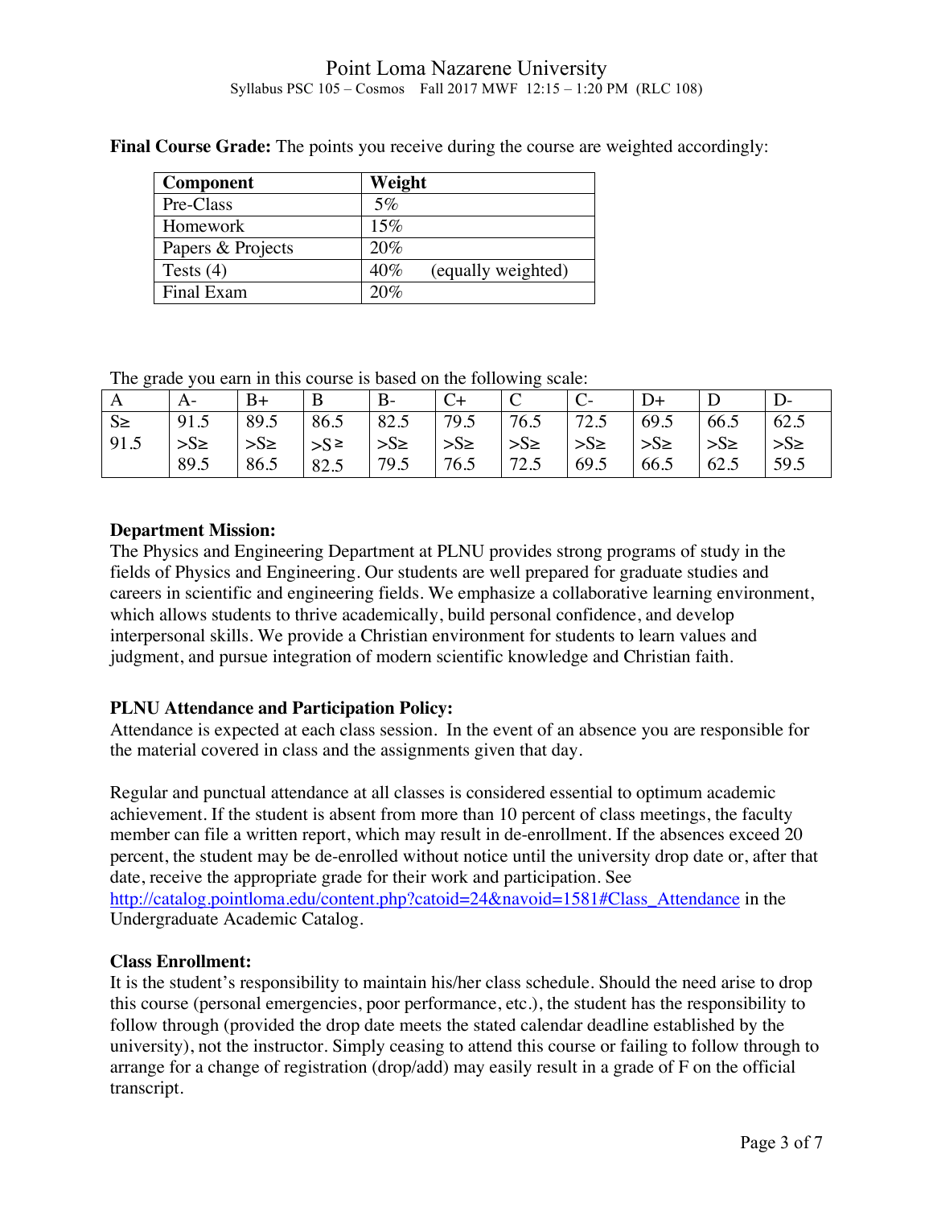**Final Course Grade:** The points you receive during the course are weighted accordingly:

| Component | Weight |
|---|---|
| Pre-Class | 5% |
| Homework | 15% |
| Papers & Projects | 20% |
| Tests (4) | 40% (equally weighted) |
| Final Exam | 20% |

The grade you earn in this course is based on the following scale:

| A | A- | B+ | B | B- | C+ | C | C- | D+ | D | D- |
|---|---|---|---|---|---|---|---|---|---|---|
| S≥ 91.5 | 91.5 >S≥ 89.5 | 89.5 >S≥ 86.5 | 86.5 >S≥ 82.5 | 82.5 >S≥ 79.5 | 79.5 >S≥ 76.5 | 76.5 >S≥ 72.5 | 72.5 >S≥ 69.5 | 69.5 >S≥ 66.5 | 66.5 >S≥ 62.5 | 62.5 >S≥ 59.5 |

**Department Mission:**

The Physics and Engineering Department at PLNU provides strong programs of study in the fields of Physics and Engineering. Our students are well prepared for graduate studies and careers in scientific and engineering fields. We emphasize a collaborative learning environment, which allows students to thrive academically, build personal confidence, and develop interpersonal skills. We provide a Christian environment for students to learn values and judgment, and pursue integration of modern scientific knowledge and Christian faith.

**PLNU Attendance and Participation Policy:**

Attendance is expected at each class session. In the event of an absence you are responsible for the material covered in class and the assignments given that day.

Regular and punctual attendance at all classes is considered essential to optimum academic achievement. If the student is absent from more than 10 percent of class meetings, the faculty member can file a written report, which may result in de-enrollment. If the absences exceed 20 percent, the student may be de-enrolled without notice until the university drop date or, after that date, receive the appropriate grade for their work and participation. See [http://catalog.pointloma.edu/content.php?catoid=24&navoid=1581#Class_Attendance](http://catalog.pointloma.edu/content.php?catoid=24&navoid=1581#Class_Attendance) in the Undergraduate Academic Catalog.

**Class Enrollment:**

It is the student's responsibility to maintain his/her class schedule. Should the need arise to drop this course (personal emergencies, poor performance, etc.), the student has the responsibility to follow through (provided the drop date meets the stated calendar deadline established by the university), not the instructor. Simply ceasing to attend this course or failing to follow through to arrange for a change of registration (drop/add) may easily result in a grade of F on the official transcript.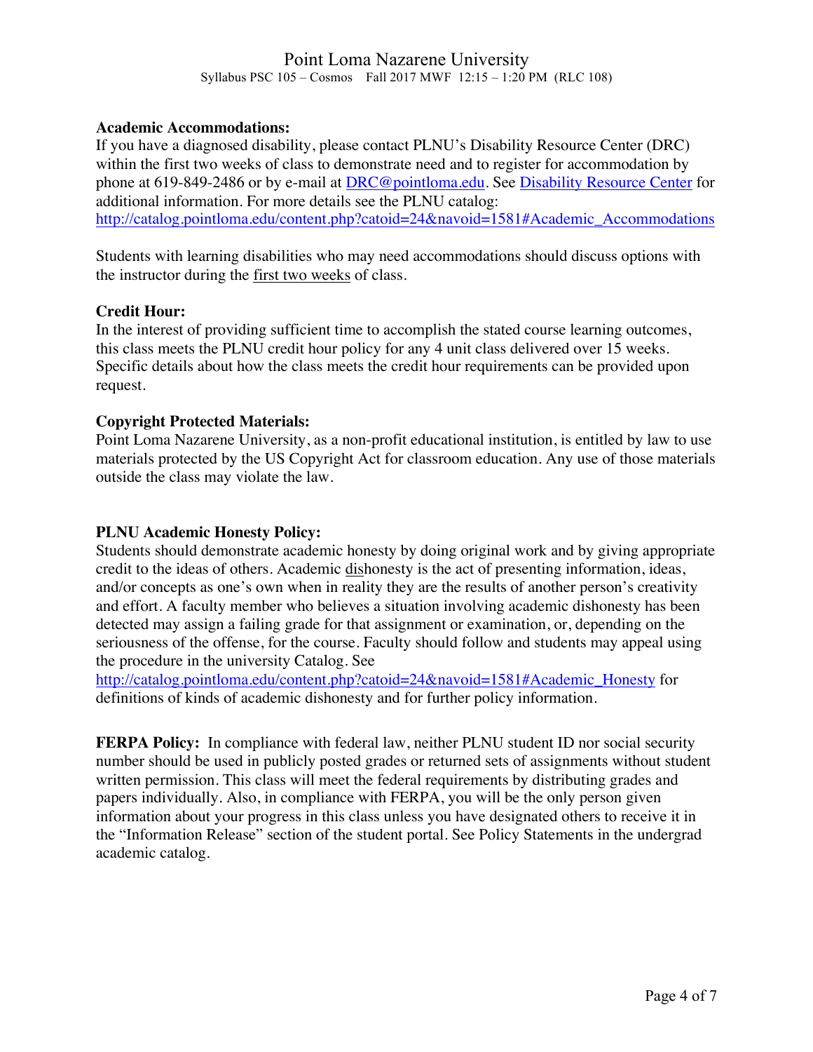### Academic Accommodations:

If you have a diagnosed disability, please contact PLNU's Disability Resource Center (DRC) within the first two weeks of class to demonstrate need and to register for accommodation by phone at 619-849-2486 or by e-mail at [DRC@pointloma.edu](mailto:DRC@pointloma.edu). See [Disability Resource Center](#) for additional information. For more details see the PLNU catalog: [http://catalog.pointloma.edu/content.php?catoid=24&navoid=1581#Academic_Accommodations](http://catalog.pointloma.edu/content.php?catoid=24&navoid=1581#Academic_Accommodations)

Students with learning disabilities who may need accommodations should discuss options with the instructor during the <u>first two weeks</u> of class.

### Credit Hour:

In the interest of providing sufficient time to accomplish the stated course learning outcomes, this class meets the PLNU credit hour policy for any 4 unit class delivered over 15 weeks. Specific details about how the class meets the credit hour requirements can be provided upon request.

### Copyright Protected Materials:

Point Loma Nazarene University, as a non-profit educational institution, is entitled by law to use materials protected by the US Copyright Act for classroom education. Any use of those materials outside the class may violate the law.

### PLNU Academic Honesty Policy:

Students should demonstrate academic honesty by doing original work and by giving appropriate credit to the ideas of others. Academic <u>dis</u>honesty is the act of presenting information, ideas, and/or concepts as one's own when in reality they are the results of another person's creativity and effort. A faculty member who believes a situation involving academic dishonesty has been detected may assign a failing grade for that assignment or examination, or, depending on the seriousness of the offense, for the course. Faculty should follow and students may appeal using the procedure in the university Catalog. See [http://catalog.pointloma.edu/content.php?catoid=24&navoid=1581#Academic_Honesty](http://catalog.pointloma.edu/content.php?catoid=24&navoid=1581#Academic_Honesty) for definitions of kinds of academic dishonesty and for further policy information.

**FERPA Policy:** In compliance with federal law, neither PLNU student ID nor social security number should be used in publicly posted grades or returned sets of assignments without student written permission. This class will meet the federal requirements by distributing grades and papers individually. Also, in compliance with FERPA, you will be the only person given information about your progress in this class unless you have designated others to receive it in the "Information Release" section of the student portal. See Policy Statements in the undergrad academic catalog.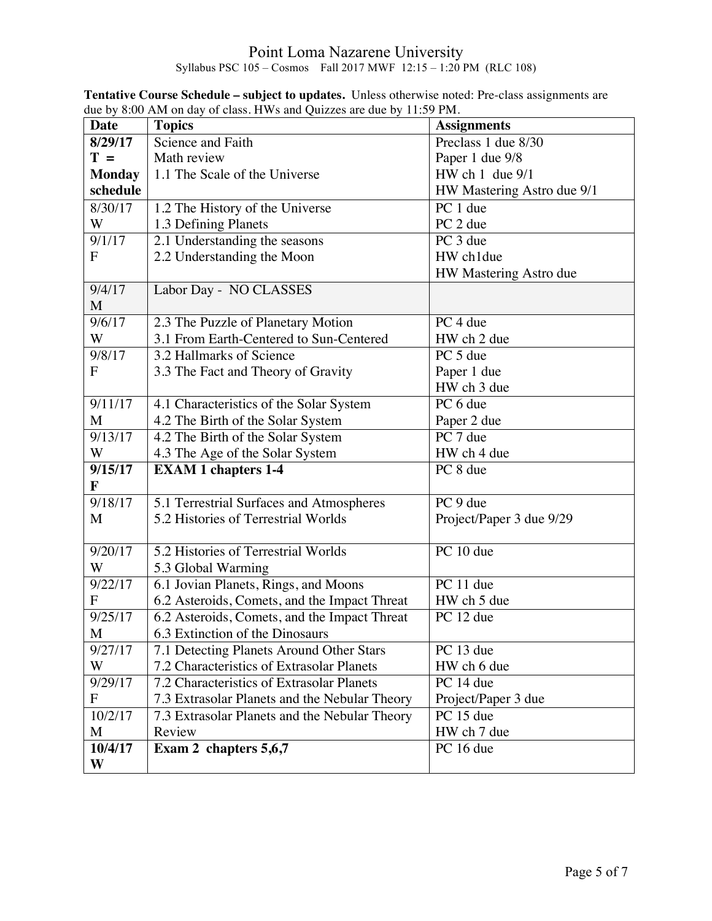Point Loma Nazarene University
Syllabus PSC 105 – Cosmos Fall 2017 MWF 12:15 – 1:20 PM (RLC 108)

**Tentative Course Schedule – subject to updates.** Unless otherwise noted: Pre-class assignments are due by 8:00 AM on day of class. HWs and Quizzes are due by 11:59 PM.

| Date | Topics | Assignments |
|---|---|---|
| **8/29/17 T = Monday schedule** | Science and Faith<br>Math review<br>1.1 The Scale of the Universe | Preclass 1 due 8/30<br>Paper 1 due 9/8<br>HW ch 1 due 9/1<br>HW Mastering Astro due 9/1 |
| 8/30/17 W | 1.2 The History of the Universe<br>1.3 Defining Planets | PC 1 due<br>PC 2 due |
| 9/1/17 F | 2.1 Understanding the seasons<br>2.2 Understanding the Moon | PC 3 due<br>HW ch1due<br>HW Mastering Astro due |
| 9/4/17 M | Labor Day - NO CLASSES | |
| 9/6/17 W | 2.3 The Puzzle of Planetary Motion<br>3.1 From Earth-Centered to Sun-Centered | PC 4 due<br>HW ch 2 due |
| 9/8/17 F | 3.2 Hallmarks of Science<br>3.3 The Fact and Theory of Gravity | PC 5 due<br>Paper 1 due<br>HW ch 3 due |
| 9/11/17 M | 4.1 Characteristics of the Solar System<br>4.2 The Birth of the Solar System | PC 6 due<br>Paper 2 due |
| 9/13/17 W | 4.2 The Birth of the Solar System<br>4.3 The Age of the Solar System | PC 7 due<br>HW ch 4 due |
| **9/15/17 F** | **EXAM 1 chapters 1-4** | PC 8 due |
| 9/18/17 M | 5.1 Terrestrial Surfaces and Atmospheres<br>5.2 Histories of Terrestrial Worlds | PC 9 due<br>Project/Paper 3 due 9/29 |
| 9/20/17 W | 5.2 Histories of Terrestrial Worlds<br>5.3 Global Warming | PC 10 due |
| 9/22/17 F | 6.1 Jovian Planets, Rings, and Moons<br>6.2 Asteroids, Comets, and the Impact Threat | PC 11 due<br>HW ch 5 due |
| 9/25/17 M | 6.2 Asteroids, Comets, and the Impact Threat<br>6.3 Extinction of the Dinosaurs | PC 12 due |
| 9/27/17 W | 7.1 Detecting Planets Around Other Stars<br>7.2 Characteristics of Extrasolar Planets | PC 13 due<br>HW ch 6 due |
| 9/29/17 F | 7.2 Characteristics of Extrasolar Planets<br>7.3 Extrasolar Planets and the Nebular Theory | PC 14 due<br>Project/Paper 3 due |
| 10/2/17 M | 7.3 Extrasolar Planets and the Nebular Theory<br>Review | PC 15 due<br>HW ch 7 due |
| **10/4/17 W** | **Exam 2 chapters 5,6,7** | PC 16 due |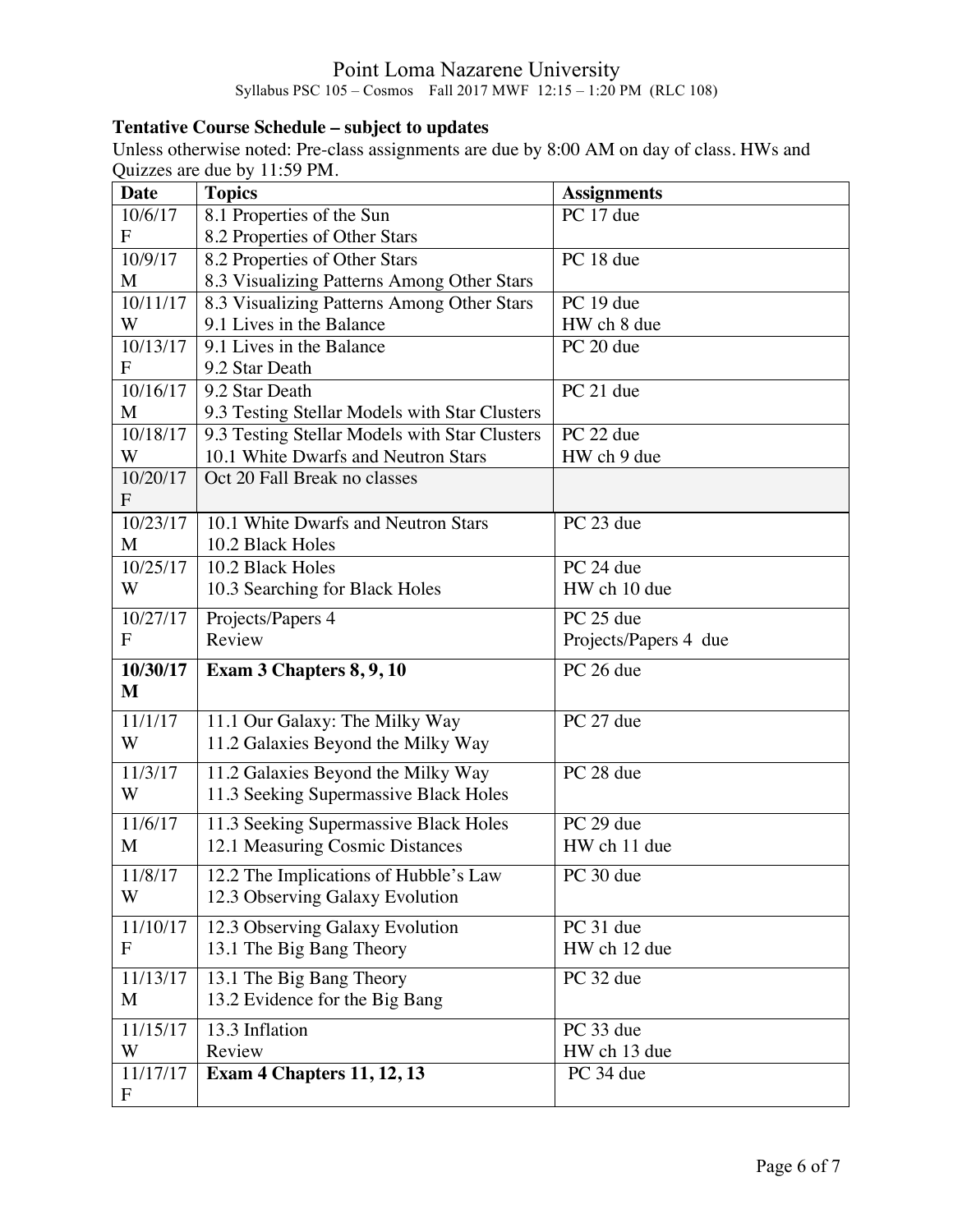### Tentative Course Schedule – subject to updates

Unless otherwise noted: Pre-class assignments are due by 8:00 AM on day of class. HWs and Quizzes are due by 11:59 PM.

| Date | Topics | Assignments |
|---|---|---|
| 10/6/17 F | 8.1 Properties of the Sun<br>8.2 Properties of Other Stars | PC 17 due |
| 10/9/17 M | 8.2 Properties of Other Stars<br>8.3 Visualizing Patterns Among Other Stars | PC 18 due |
| 10/11/17 W | 8.3 Visualizing Patterns Among Other Stars<br>9.1 Lives in the Balance | PC 19 due<br>HW ch 8 due |
| 10/13/17 F | 9.1 Lives in the Balance<br>9.2 Star Death | PC 20 due |
| 10/16/17 M | 9.2 Star Death<br>9.3 Testing Stellar Models with Star Clusters | PC 21 due |
| 10/18/17 W | 9.3 Testing Stellar Models with Star Clusters<br>10.1 White Dwarfs and Neutron Stars | PC 22 due<br>HW ch 9 due |
| 10/20/17 F | Oct 20 Fall Break no classes | |
| 10/23/17 M | 10.1 White Dwarfs and Neutron Stars<br>10.2 Black Holes | PC 23 due |
| 10/25/17 W | 10.2 Black Holes<br>10.3 Searching for Black Holes | PC 24 due<br>HW ch 10 due |
| 10/27/17 F | Projects/Papers 4<br>Review | PC 25 due<br>Projects/Papers 4 due |
| **10/30/17 M** | **Exam 3 Chapters 8, 9, 10** | PC 26 due |
| 11/1/17 W | 11.1 Our Galaxy: The Milky Way<br>11.2 Galaxies Beyond the Milky Way | PC 27 due |
| 11/3/17 W | 11.2 Galaxies Beyond the Milky Way<br>11.3 Seeking Supermassive Black Holes | PC 28 due |
| 11/6/17 M | 11.3 Seeking Supermassive Black Holes<br>12.1 Measuring Cosmic Distances | PC 29 due<br>HW ch 11 due |
| 11/8/17 W | 12.2 The Implications of Hubble's Law<br>12.3 Observing Galaxy Evolution | PC 30 due |
| 11/10/17 F | 12.3 Observing Galaxy Evolution<br>13.1 The Big Bang Theory | PC 31 due<br>HW ch 12 due |
| 11/13/17 M | 13.1 The Big Bang Theory<br>13.2 Evidence for the Big Bang | PC 32 due |
| 11/15/17 W | 13.3 Inflation<br>Review | PC 33 due<br>HW ch 13 due |
| 11/17/17 F | **Exam 4 Chapters 11, 12, 13** | PC 34 due |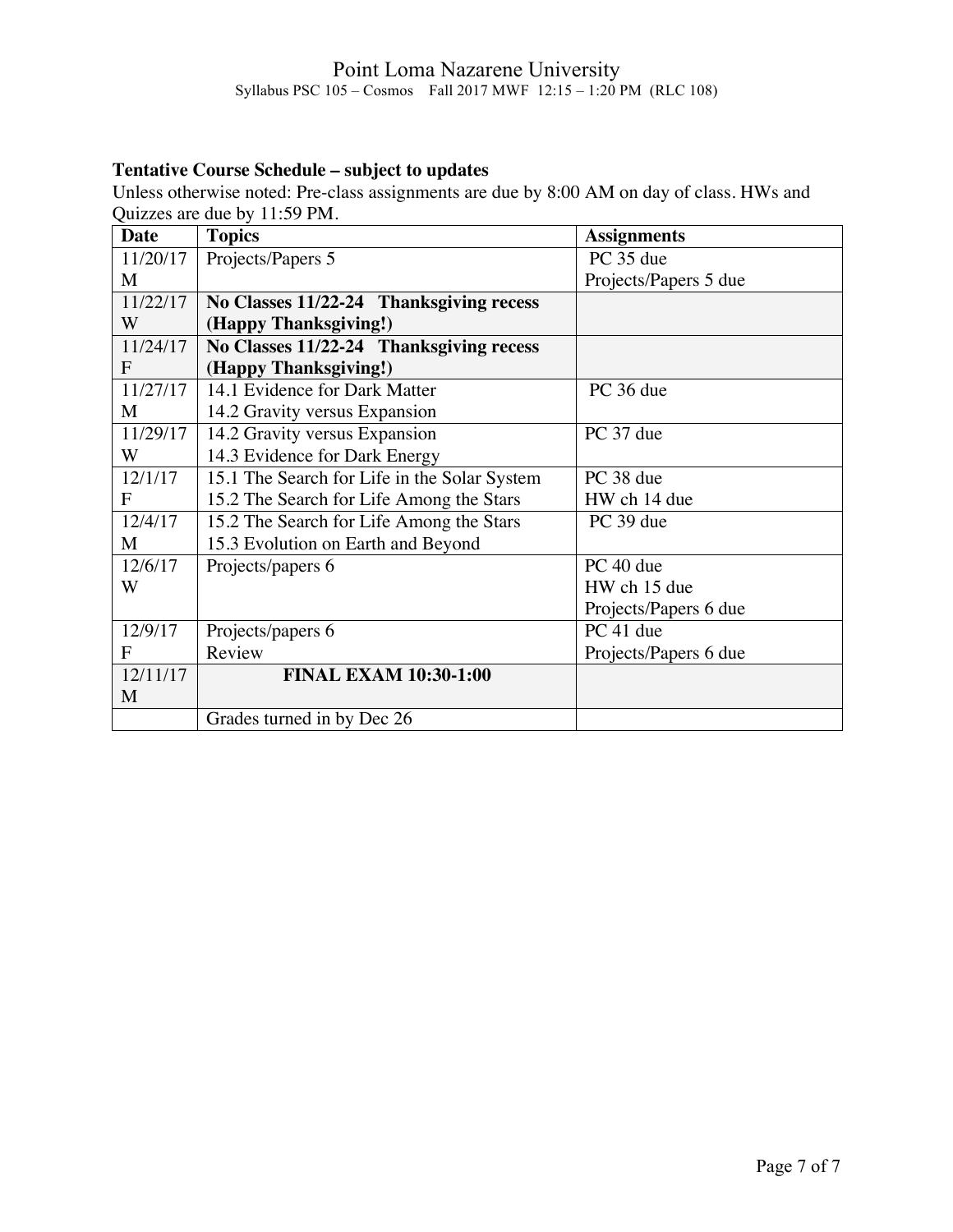**Tentative Course Schedule – subject to updates**

Unless otherwise noted: Pre-class assignments are due by 8:00 AM on day of class. HWs and Quizzes are due by 11:59 PM.

| Date | Topics | Assignments |
|---|---|---|
| 11/20/17 M | Projects/Papers 5 | PC 35 due<br>Projects/Papers 5 due |
| 11/22/17 W | **No Classes 11/22-24 Thanksgiving recess (Happy Thanksgiving!)** | |
| 11/24/17 F | **No Classes 11/22-24 Thanksgiving recess (Happy Thanksgiving!)** | |
| 11/27/17 M | 14.1 Evidence for Dark Matter<br>14.2 Gravity versus Expansion | PC 36 due |
| 11/29/17 W | 14.2 Gravity versus Expansion<br>14.3 Evidence for Dark Energy | PC 37 due |
| 12/1/17 F | 15.1 The Search for Life in the Solar System<br>15.2 The Search for Life Among the Stars | PC 38 due<br>HW ch 14 due |
| 12/4/17 M | 15.2 The Search for Life Among the Stars<br>15.3 Evolution on Earth and Beyond | PC 39 due |
| 12/6/17 W | Projects/papers 6 | PC 40 due<br>HW ch 15 due<br>Projects/Papers 6 due |
| 12/9/17 F | Projects/papers 6<br>Review | PC 41 due<br>Projects/Papers 6 due |
| 12/11/17 M | **FINAL EXAM 10:30-1:00** | |
| | Grades turned in by Dec 26 | |